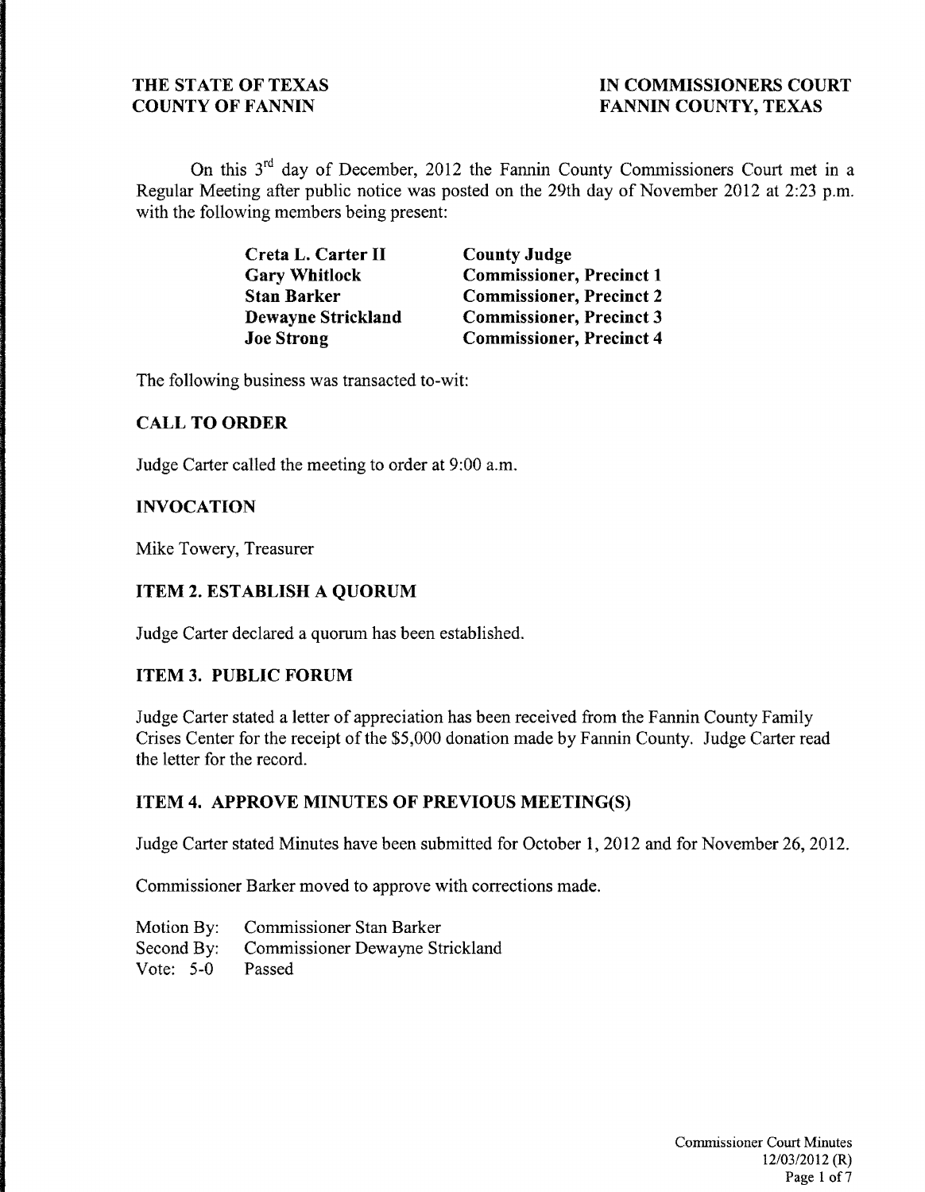**THE STATE OF TEXAS**
**COUNTY OF FANNIN**

**IN COMMISSIONERS COURT**
**FANNIN COUNTY, TEXAS**

On this 3rd day of December, 2012 the Fannin County Commissioners Court met in a Regular Meeting after public notice was posted on the 29th day of November 2012 at 2:23 p.m. with the following members being present:

| | |
|---|---|
| **Creta L. Carter II** | **County Judge** |
| **Gary Whitlock** | **Commissioner, Precinct 1** |
| **Stan Barker** | **Commissioner, Precinct 2** |
| **Dewayne Strickland** | **Commissioner, Precinct 3** |
| **Joe Strong** | **Commissioner, Precinct 4** |

The following business was transacted to-wit:

## CALL TO ORDER

Judge Carter called the meeting to order at 9:00 a.m.

## INVOCATION

Mike Towery, Treasurer

## ITEM 2. ESTABLISH A QUORUM

Judge Carter declared a quorum has been established.

## ITEM 3. PUBLIC FORUM

Judge Carter stated a letter of appreciation has been received from the Fannin County Family Crises Center for the receipt of the $5,000 donation made by Fannin County. Judge Carter read the letter for the record.

## ITEM 4. APPROVE MINUTES OF PREVIOUS MEETING(S)

Judge Carter stated Minutes have been submitted for October 1, 2012 and for November 26, 2012.

Commissioner Barker moved to approve with corrections made.

Motion By: Commissioner Stan Barker
Second By: Commissioner Dewayne Strickland
Vote: 5-0 Passed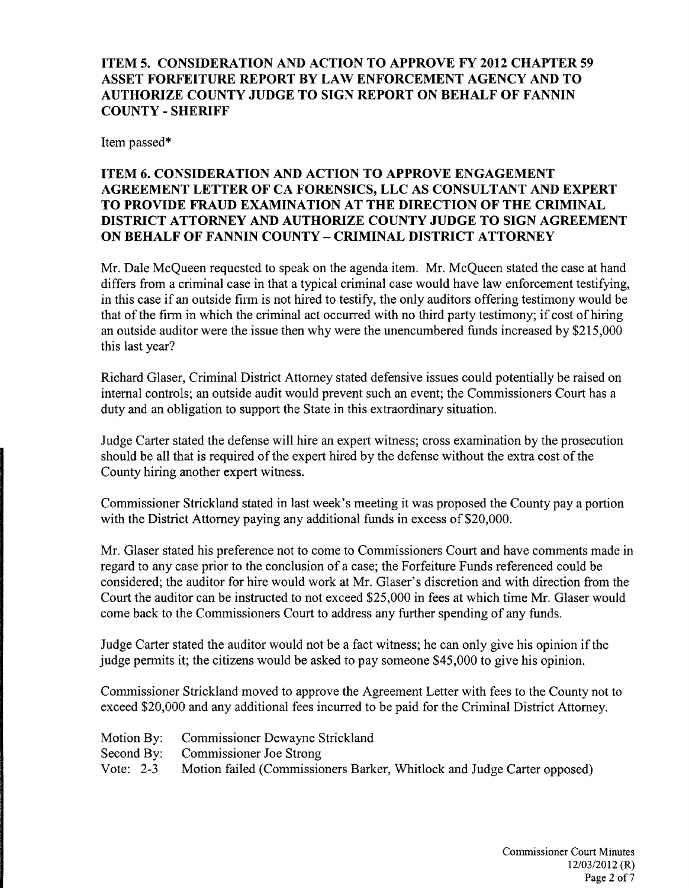## ITEM 5. CONSIDERATION AND ACTION TO APPROVE FY 2012 CHAPTER 59 ASSET FORFEITURE REPORT BY LAW ENFORCEMENT AGENCY AND TO AUTHORIZE COUNTY JUDGE TO SIGN REPORT ON BEHALF OF FANNIN COUNTY - SHERIFF

Item passed*

## ITEM 6. CONSIDERATION AND ACTION TO APPROVE ENGAGEMENT AGREEMENT LETTER OF CA FORENSICS, LLC AS CONSULTANT AND EXPERT TO PROVIDE FRAUD EXAMINATION AT THE DIRECTION OF THE CRIMINAL DISTRICT ATTORNEY AND AUTHORIZE COUNTY JUDGE TO SIGN AGREEMENT ON BEHALF OF FANNIN COUNTY – CRIMINAL DISTRICT ATTORNEY

Mr. Dale McQueen requested to speak on the agenda item. Mr. McQueen stated the case at hand differs from a criminal case in that a typical criminal case would have law enforcement testifying, in this case if an outside firm is not hired to testify, the only auditors offering testimony would be that of the firm in which the criminal act occurred with no third party testimony; if cost of hiring an outside auditor were the issue then why were the unencumbered funds increased by $215,000 this last year?

Richard Glaser, Criminal District Attorney stated defensive issues could potentially be raised on internal controls; an outside audit would prevent such an event; the Commissioners Court has a duty and an obligation to support the State in this extraordinary situation.

Judge Carter stated the defense will hire an expert witness; cross examination by the prosecution should be all that is required of the expert hired by the defense without the extra cost of the County hiring another expert witness.

Commissioner Strickland stated in last week's meeting it was proposed the County pay a portion with the District Attorney paying any additional funds in excess of $20,000.

Mr. Glaser stated his preference not to come to Commissioners Court and have comments made in regard to any case prior to the conclusion of a case; the Forfeiture Funds referenced could be considered; the auditor for hire would work at Mr. Glaser's discretion and with direction from the Court the auditor can be instructed to not exceed $25,000 in fees at which time Mr. Glaser would come back to the Commissioners Court to address any further spending of any funds.

Judge Carter stated the auditor would not be a fact witness; he can only give his opinion if the judge permits it; the citizens would be asked to pay someone $45,000 to give his opinion.

Commissioner Strickland moved to approve the Agreement Letter with fees to the County not to exceed $20,000 and any additional fees incurred to be paid for the Criminal District Attorney.

Motion By: Commissioner Dewayne Strickland
Second By: Commissioner Joe Strong
Vote: 2-3 Motion failed (Commissioners Barker, Whitlock and Judge Carter opposed)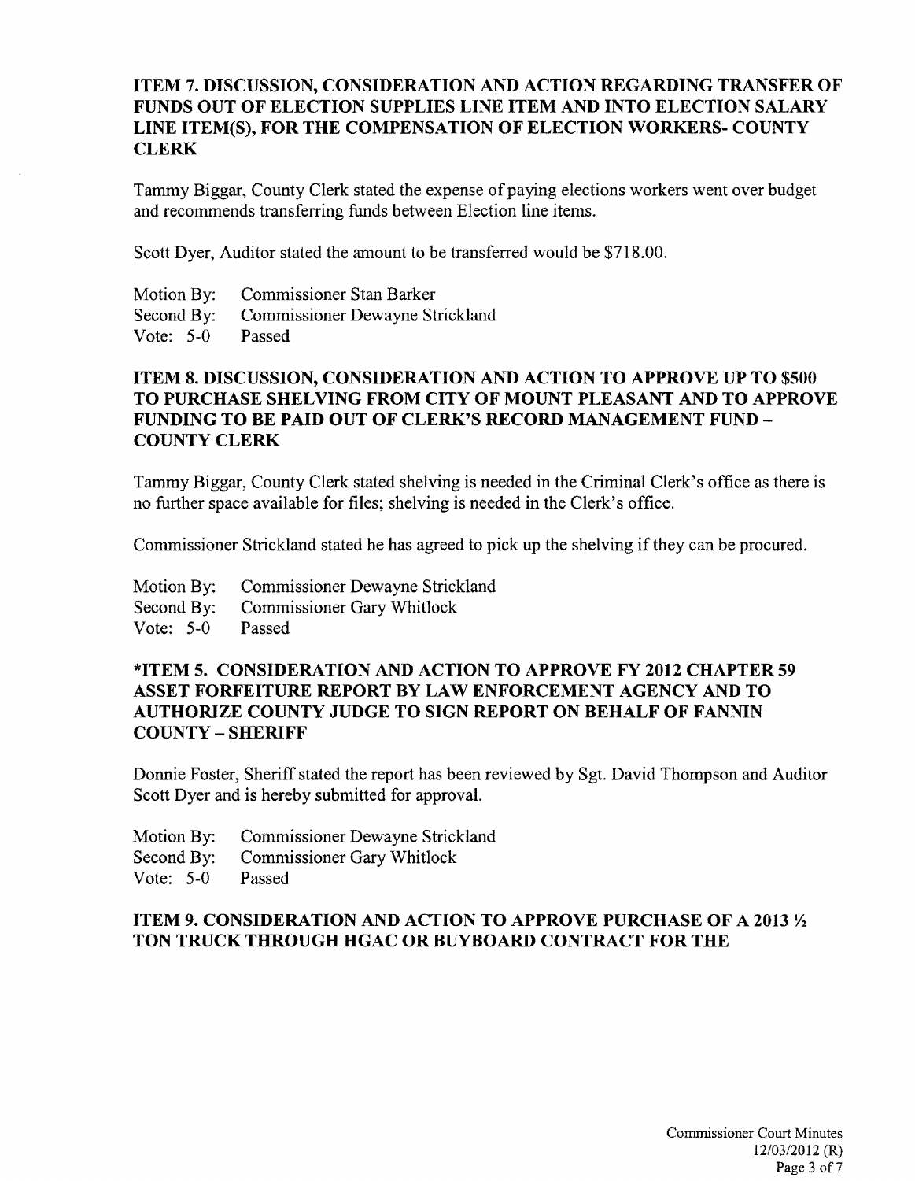### ITEM 7. DISCUSSION, CONSIDERATION AND ACTION REGARDING TRANSFER OF FUNDS OUT OF ELECTION SUPPLIES LINE ITEM AND INTO ELECTION SALARY LINE ITEM(S), FOR THE COMPENSATION OF ELECTION WORKERS- COUNTY CLERK

Tammy Biggar, County Clerk stated the expense of paying elections workers went over budget and recommends transferring funds between Election line items.

Scott Dyer, Auditor stated the amount to be transferred would be $718.00.

Motion By: Commissioner Stan Barker
Second By: Commissioner Dewayne Strickland
Vote: 5-0 Passed

### ITEM 8. DISCUSSION, CONSIDERATION AND ACTION TO APPROVE UP TO $500 TO PURCHASE SHELVING FROM CITY OF MOUNT PLEASANT AND TO APPROVE FUNDING TO BE PAID OUT OF CLERK'S RECORD MANAGEMENT FUND – COUNTY CLERK

Tammy Biggar, County Clerk stated shelving is needed in the Criminal Clerk's office as there is no further space available for files; shelving is needed in the Clerk's office.

Commissioner Strickland stated he has agreed to pick up the shelving if they can be procured.

Motion By: Commissioner Dewayne Strickland
Second By: Commissioner Gary Whitlock
Vote: 5-0 Passed

### *ITEM 5. CONSIDERATION AND ACTION TO APPROVE FY 2012 CHAPTER 59 ASSET FORFEITURE REPORT BY LAW ENFORCEMENT AGENCY AND TO AUTHORIZE COUNTY JUDGE TO SIGN REPORT ON BEHALF OF FANNIN COUNTY – SHERIFF

Donnie Foster, Sheriff stated the report has been reviewed by Sgt. David Thompson and Auditor Scott Dyer and is hereby submitted for approval.

Motion By: Commissioner Dewayne Strickland
Second By: Commissioner Gary Whitlock
Vote: 5-0 Passed

### ITEM 9. CONSIDERATION AND ACTION TO APPROVE PURCHASE OF A 2013 ½ TON TRUCK THROUGH HGAC OR BUYBOARD CONTRACT FOR THE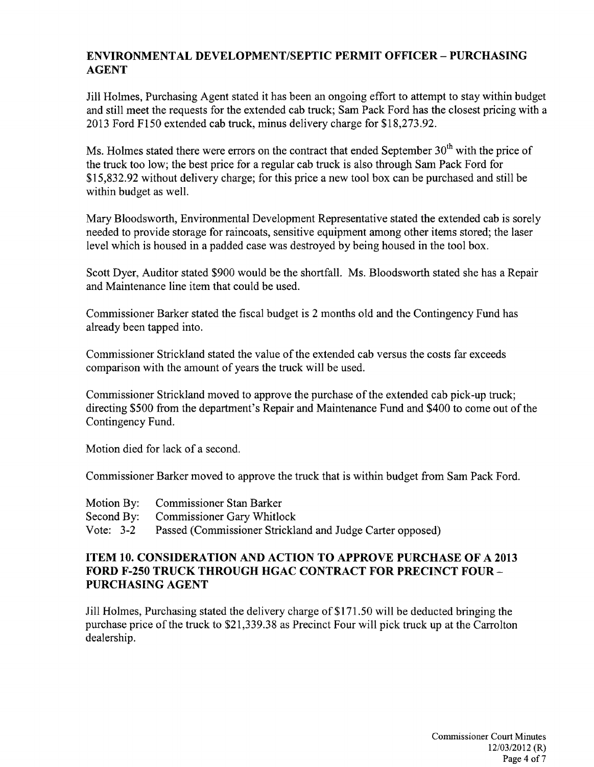## ENVIRONMENTAL DEVELOPMENT/SEPTIC PERMIT OFFICER – PURCHASING AGENT

Jill Holmes, Purchasing Agent stated it has been an ongoing effort to attempt to stay within budget and still meet the requests for the extended cab truck; Sam Pack Ford has the closest pricing with a 2013 Ford F150 extended cab truck, minus delivery charge for $18,273.92.

Ms. Holmes stated there were errors on the contract that ended September 30th with the price of the truck too low; the best price for a regular cab truck is also through Sam Pack Ford for $15,832.92 without delivery charge; for this price a new tool box can be purchased and still be within budget as well.

Mary Bloodsworth, Environmental Development Representative stated the extended cab is sorely needed to provide storage for raincoats, sensitive equipment among other items stored; the laser level which is housed in a padded case was destroyed by being housed in the tool box.

Scott Dyer, Auditor stated $900 would be the shortfall. Ms. Bloodsworth stated she has a Repair and Maintenance line item that could be used.

Commissioner Barker stated the fiscal budget is 2 months old and the Contingency Fund has already been tapped into.

Commissioner Strickland stated the value of the extended cab versus the costs far exceeds comparison with the amount of years the truck will be used.

Commissioner Strickland moved to approve the purchase of the extended cab pick-up truck; directing $500 from the department's Repair and Maintenance Fund and $400 to come out of the Contingency Fund.

Motion died for lack of a second.

Commissioner Barker moved to approve the truck that is within budget from Sam Pack Ford.

Motion By: Commissioner Stan Barker
Second By: Commissioner Gary Whitlock
Vote: 3-2 Passed (Commissioner Strickland and Judge Carter opposed)

## ITEM 10. CONSIDERATION AND ACTION TO APPROVE PURCHASE OF A 2013 FORD F-250 TRUCK THROUGH HGAC CONTRACT FOR PRECINCT FOUR – PURCHASING AGENT

Jill Holmes, Purchasing stated the delivery charge of $171.50 will be deducted bringing the purchase price of the truck to $21,339.38 as Precinct Four will pick truck up at the Carrolton dealership.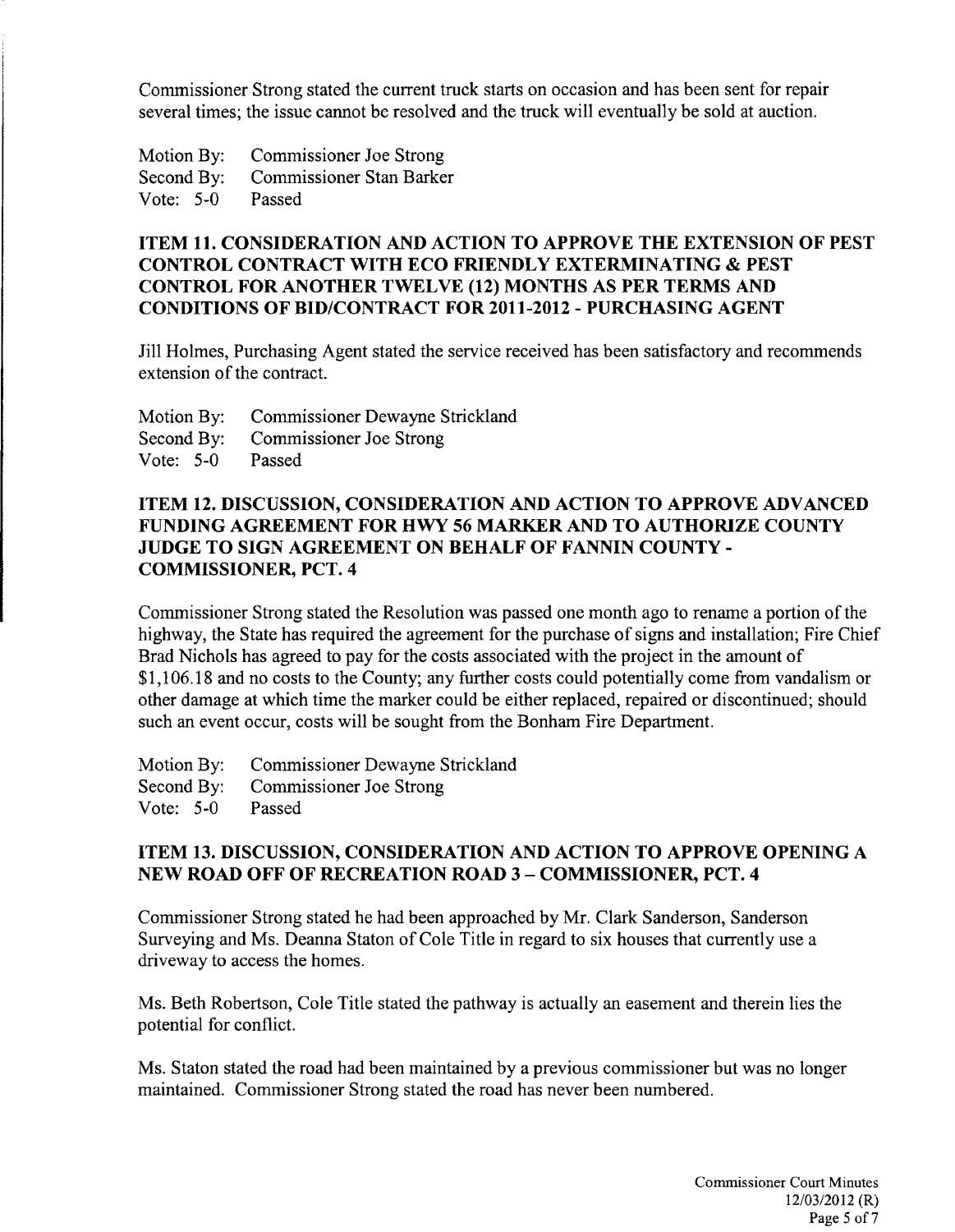Commissioner Strong stated the current truck starts on occasion and has been sent for repair several times; the issue cannot be resolved and the truck will eventually be sold at auction.

Motion By: Commissioner Joe Strong
Second By: Commissioner Stan Barker
Vote: 5-0 Passed

**ITEM 11. CONSIDERATION AND ACTION TO APPROVE THE EXTENSION OF PEST CONTROL CONTRACT WITH ECO FRIENDLY EXTERMINATING & PEST CONTROL FOR ANOTHER TWELVE (12) MONTHS AS PER TERMS AND CONDITIONS OF BID/CONTRACT FOR 2011-2012 - PURCHASING AGENT**

Jill Holmes, Purchasing Agent stated the service received has been satisfactory and recommends extension of the contract.

Motion By: Commissioner Dewayne Strickland
Second By: Commissioner Joe Strong
Vote: 5-0 Passed

**ITEM 12. DISCUSSION, CONSIDERATION AND ACTION TO APPROVE ADVANCED FUNDING AGREEMENT FOR HWY 56 MARKER AND TO AUTHORIZE COUNTY JUDGE TO SIGN AGREEMENT ON BEHALF OF FANNIN COUNTY - COMMISSIONER, PCT. 4**

Commissioner Strong stated the Resolution was passed one month ago to rename a portion of the highway, the State has required the agreement for the purchase of signs and installation; Fire Chief Brad Nichols has agreed to pay for the costs associated with the project in the amount of $1,106.18 and no costs to the County; any further costs could potentially come from vandalism or other damage at which time the marker could be either replaced, repaired or discontinued; should such an event occur, costs will be sought from the Bonham Fire Department.

Motion By: Commissioner Dewayne Strickland
Second By: Commissioner Joe Strong
Vote: 5-0 Passed

**ITEM 13. DISCUSSION, CONSIDERATION AND ACTION TO APPROVE OPENING A NEW ROAD OFF OF RECREATION ROAD 3 – COMMISSIONER, PCT. 4**

Commissioner Strong stated he had been approached by Mr. Clark Sanderson, Sanderson Surveying and Ms. Deanna Staton of Cole Title in regard to six houses that currently use a driveway to access the homes.

Ms. Beth Robertson, Cole Title stated the pathway is actually an easement and therein lies the potential for conflict.

Ms. Staton stated the road had been maintained by a previous commissioner but was no longer maintained. Commissioner Strong stated the road has never been numbered.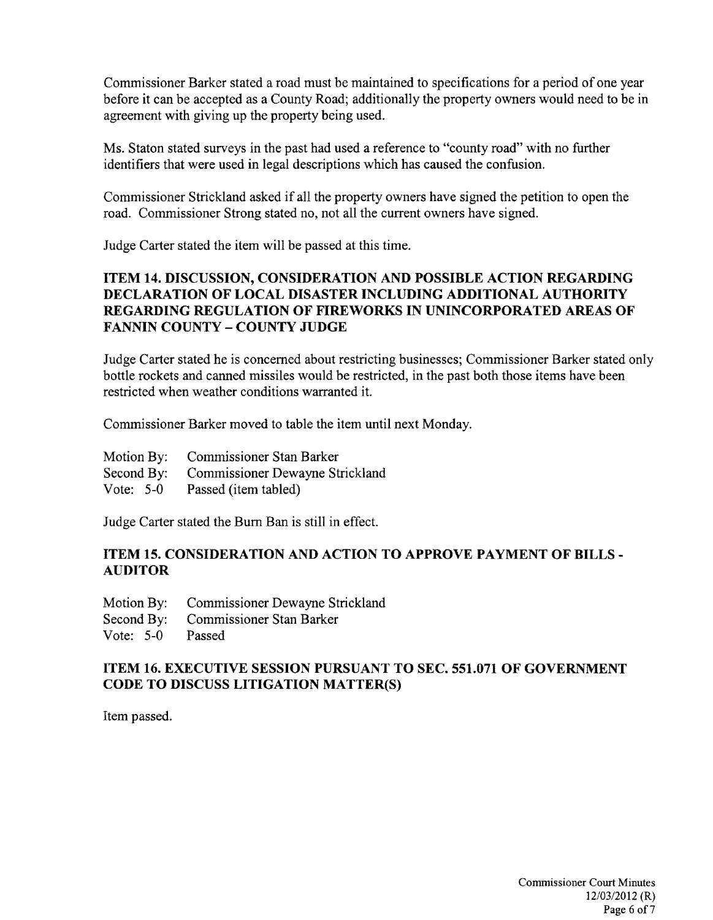Commissioner Barker stated a road must be maintained to specifications for a period of one year before it can be accepted as a County Road; additionally the property owners would need to be in agreement with giving up the property being used.

Ms. Staton stated surveys in the past had used a reference to "county road" with no further identifiers that were used in legal descriptions which has caused the confusion.

Commissioner Strickland asked if all the property owners have signed the petition to open the road. Commissioner Strong stated no, not all the current owners have signed.

Judge Carter stated the item will be passed at this time.

## ITEM 14. DISCUSSION, CONSIDERATION AND POSSIBLE ACTION REGARDING DECLARATION OF LOCAL DISASTER INCLUDING ADDITIONAL AUTHORITY REGARDING REGULATION OF FIREWORKS IN UNINCORPORATED AREAS OF FANNIN COUNTY – COUNTY JUDGE

Judge Carter stated he is concerned about restricting businesses; Commissioner Barker stated only bottle rockets and canned missiles would be restricted, in the past both those items have been restricted when weather conditions warranted it.

Commissioner Barker moved to table the item until next Monday.

Motion By: Commissioner Stan Barker
Second By: Commissioner Dewayne Strickland
Vote: 5-0 Passed (item tabled)

Judge Carter stated the Burn Ban is still in effect.

## ITEM 15. CONSIDERATION AND ACTION TO APPROVE PAYMENT OF BILLS - AUDITOR

Motion By: Commissioner Dewayne Strickland
Second By: Commissioner Stan Barker
Vote: 5-0 Passed

## ITEM 16. EXECUTIVE SESSION PURSUANT TO SEC. 551.071 OF GOVERNMENT CODE TO DISCUSS LITIGATION MATTER(S)

Item passed.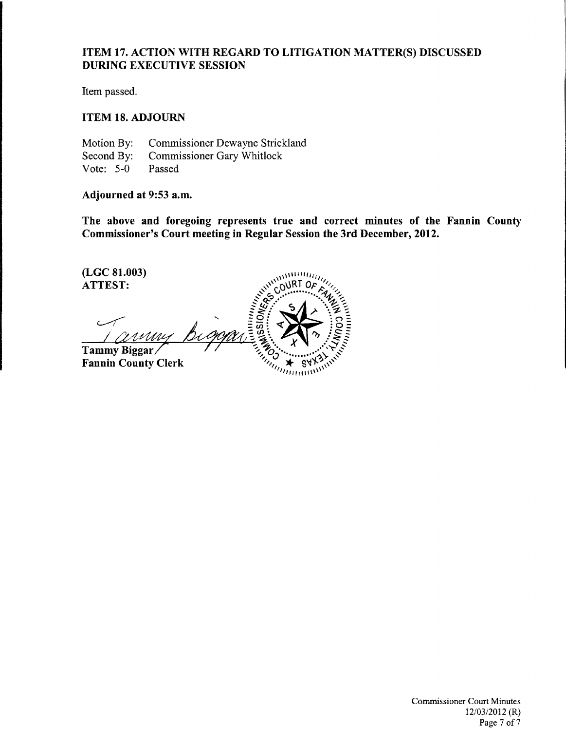### ITEM 17. ACTION WITH REGARD TO LITIGATION MATTER(S) DISCUSSED DURING EXECUTIVE SESSION

Item passed.

### ITEM 18. ADJOURN

Motion By: Commissioner Dewayne Strickland
Second By: Commissioner Gary Whitlock
Vote: 5-0 Passed

**Adjourned at 9:53 a.m.**

**The above and foregoing represents true and correct minutes of the Fannin County Commissioner's Court meeting in Regular Session the 3rd December, 2012.**

**(LGC 81.003)**
**ATTEST:**

**Tammy Biggar**
**Fannin County Clerk**

COMMISSIONERS COURT OF FANNIN COUNTY, TEXAS